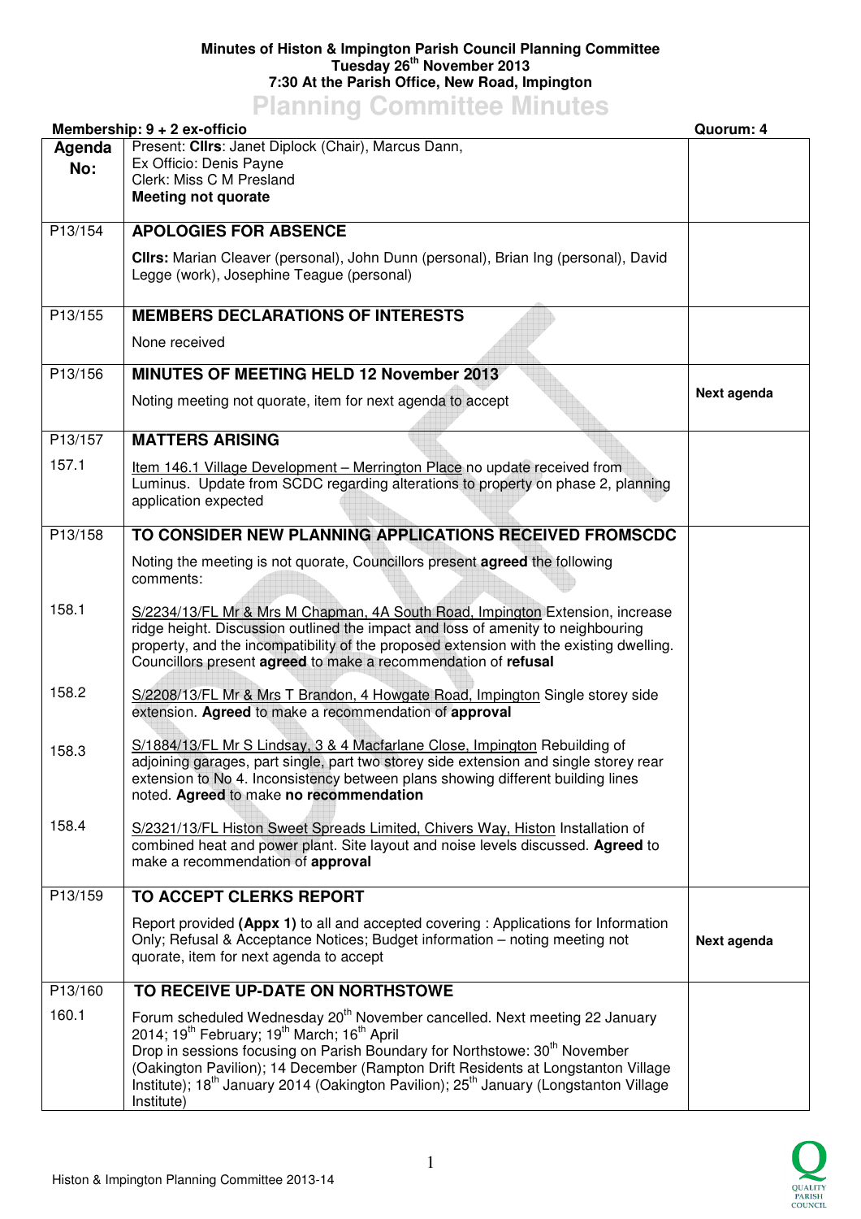**Minutes of Histon & Impington Parish Council Planning Committee**
**Tuesday 26th November 2013**
**7:30 At the Parish Office, New Road, Impington**

# Planning Committee Minutes

**Membership: 9 + 2 ex-officio** | **Quorum: 4**

| Agenda No: | | |
|---|---|---|
| | Present: **Cllrs**: Janet Diplock (Chair), Marcus Dann,<br>Ex Officio: Denis Payne<br>Clerk: Miss C M Presland<br>**Meeting not quorate** | |
| P13/154 | **APOLOGIES FOR ABSENCE**<br><br>**Cllrs:** Marian Cleaver (personal), John Dunn (personal), Brian Ing (personal), David Legge (work), Josephine Teague (personal) | |
| P13/155 | **MEMBERS DECLARATIONS OF INTERESTS**<br><br>None received | |
| P13/156 | **MINUTES OF MEETING HELD 12 November 2013**<br><br>Noting meeting not quorate, item for next agenda to accept | **Next agenda** |
| P13/157 | **MATTERS ARISING** | |
| 157.1 | Item 146.1 Village Development – Merrington Place no update received from Luminus. Update from SCDC regarding alterations to property on phase 2, planning application expected | |
| P13/158 | **TO CONSIDER NEW PLANNING APPLICATIONS RECEIVED FROMSCDC**<br><br>Noting the meeting is not quorate, Councillors present **agreed** the following comments: | |
| 158.1 | S/2234/13/FL Mr & Mrs M Chapman, 4A South Road, Impington Extension, increase ridge height. Discussion outlined the impact and loss of amenity to neighbouring property, and the incompatibility of the proposed extension with the existing dwelling. Councillors present **agreed** to make a recommendation of **refusal** | |
| 158.2 | S/2208/13/FL Mr & Mrs T Brandon, 4 Howgate Road, Impington Single storey side extension. **Agreed** to make a recommendation of **approval** | |
| 158.3 | S/1884/13/FL Mr S Lindsay, 3 & 4 Macfarlane Close, Impington Rebuilding of adjoining garages, part single, part two storey side extension and single storey rear extension to No 4. Inconsistency between plans showing different building lines noted. **Agreed** to make **no recommendation** | |
| 158.4 | S/2321/13/FL Histon Sweet Spreads Limited, Chivers Way, Histon Installation of combined heat and power plant. Site layout and noise levels discussed. **Agreed** to make a recommendation of **approval** | |
| P13/159 | **TO ACCEPT CLERKS REPORT**<br><br>Report provided **(Appx 1)** to all and accepted covering : Applications for Information Only; Refusal & Acceptance Notices; Budget information – noting meeting not quorate, item for next agenda to accept | **Next agenda** |
| P13/160 | **TO RECEIVE UP-DATE ON NORTHSTOWE** | |
| 160.1 | Forum scheduled Wednesday 20th November cancelled. Next meeting 22 January 2014; 19th February; 19th March; 16th April<br>Drop in sessions focusing on Parish Boundary for Northstowe: 30th November (Oakington Pavilion); 14 December (Rampton Drift Residents at Longstanton Village Institute); 18th January 2014 (Oakington Pavilion); 25th January (Longstanton Village Institute) | |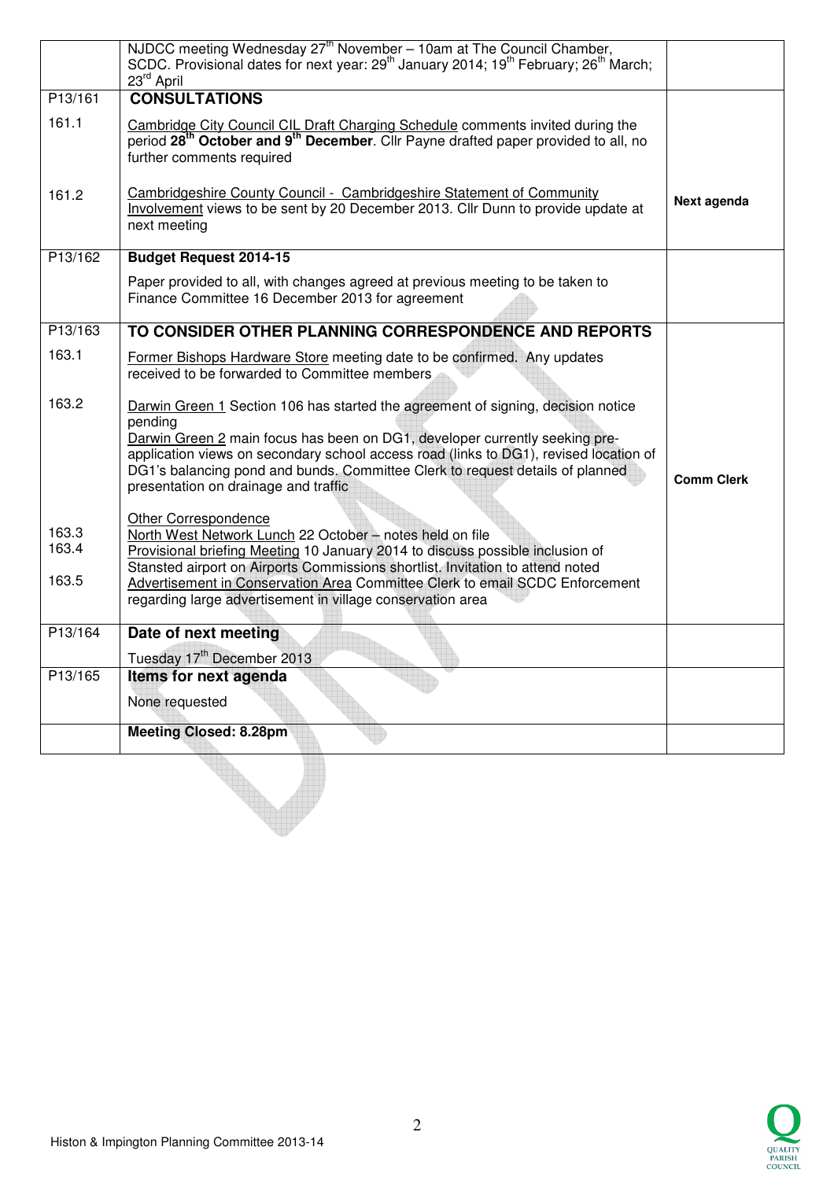| | | |
|---|---|---|
| | NJDCC meeting Wednesday 27th November – 10am at The Council Chamber, SCDC. Provisional dates for next year: 29th January 2014; 19th February; 26th March; 23rd April | |
| P13/161 | **CONSULTATIONS** | |
| 161.1 | Cambridge City Council CIL Draft Charging Schedule comments invited during the period **28th October and 9th December**. Cllr Payne drafted paper provided to all, no further comments required | |
| 161.2 | Cambridgeshire County Council - Cambridgeshire Statement of Community Involvement views to be sent by 20 December 2013. Cllr Dunn to provide update at next meeting | **Next agenda** |
| P13/162 | **Budget Request 2014-15**<br><br>Paper provided to all, with changes agreed at previous meeting to be taken to Finance Committee 16 December 2013 for agreement | |
| P13/163 | **TO CONSIDER OTHER PLANNING CORRESPONDENCE AND REPORTS** | |
| 163.1 | Former Bishops Hardware Store meeting date to be confirmed. Any updates received to be forwarded to Committee members | |
| 163.2 | Darwin Green 1 Section 106 has started the agreement of signing, decision notice pending<br>Darwin Green 2 main focus has been on DG1, developer currently seeking pre-application views on secondary school access road (links to DG1), revised location of DG1's balancing pond and bunds. Committee Clerk to request details of planned presentation on drainage and traffic | **Comm Clerk** |
| | Other Correspondence | |
| 163.3 | North West Network Lunch 22 October – notes held on file | |
| 163.4 | Provisional briefing Meeting 10 January 2014 to discuss possible inclusion of Stansted airport on Airports Commissions shortlist. Invitation to attend noted | |
| 163.5 | Advertisement in Conservation Area Committee Clerk to email SCDC Enforcement regarding large advertisement in village conservation area | |
| P13/164 | **Date of next meeting**<br><br>Tuesday 17th December 2013 | |
| P13/165 | **Items for next agenda**<br><br>None requested | |
| | **Meeting Closed: 8.28pm** | |

Histon & Impington Planning Committee 2013-14